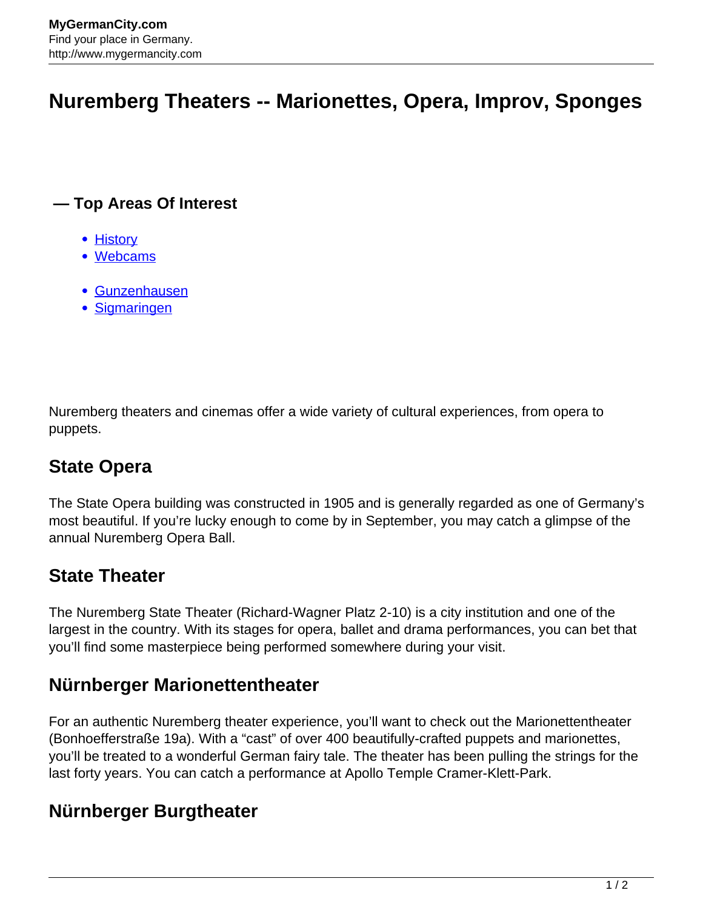# Nuremberg Theaters -- Marionettes, Opera, Improv, Sponges

### — Top Areas Of Interest

- History
- Webcams

- Gunzenhausen
- Sigmaringen

Nuremberg theaters and cinemas offer a wide variety of cultural experiences, from opera to puppets.

## State Opera

The State Opera building was constructed in 1905 and is generally regarded as one of Germany's most beautiful. If you're lucky enough to come by in September, you may catch a glimpse of the annual Nuremberg Opera Ball.

## State Theater

The Nuremberg State Theater (Richard-Wagner Platz 2-10) is a city institution and one of the largest in the country. With its stages for opera, ballet and drama performances, you can bet that you'll find some masterpiece being performed somewhere during your visit.

## Nürnberger Marionettentheater

For an authentic Nuremberg theater experience, you'll want to check out the Marionettentheater (Bonhoefferstraße 19a). With a "cast" of over 400 beautifully-crafted puppets and marionettes, you'll be treated to a wonderful German fairy tale. The theater has been pulling the strings for the last forty years. You can catch a performance at Apollo Temple Cramer-Klett-Park.

## Nürnberger Burgtheater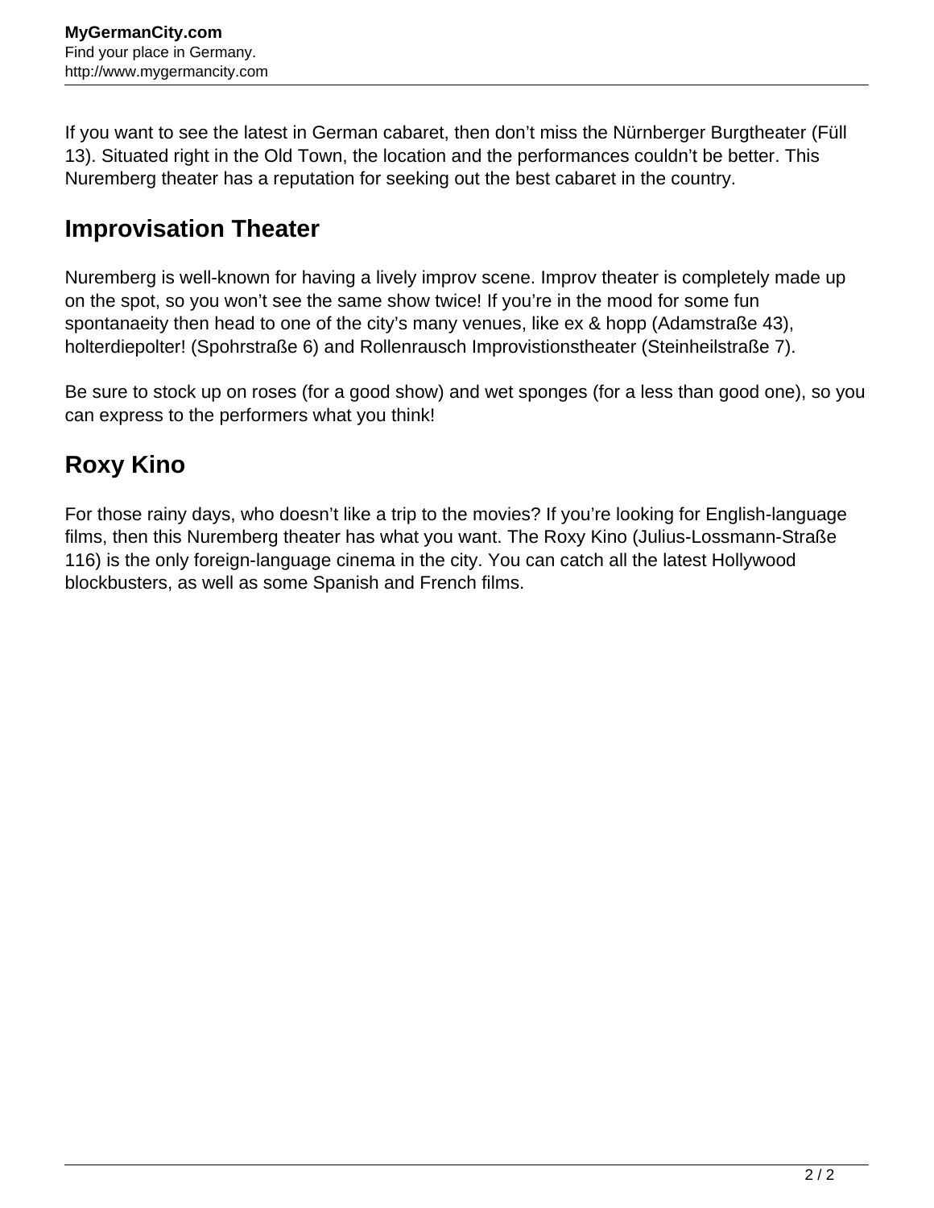If you want to see the latest in German cabaret, then don’t miss the Nürnberger Burgtheater (Füll 13). Situated right in the Old Town, the location and the performances couldn’t be better. This Nuremberg theater has a reputation for seeking out the best cabaret in the country.

## Improvisation Theater

Nuremberg is well-known for having a lively improv scene. Improv theater is completely made up on the spot, so you won’t see the same show twice! If you’re in the mood for some fun spontanaeity then head to one of the city’s many venues, like ex & hopp (Adamstraße 43), holterdiepolter! (Spohrstraße 6) and Rollenrausch Improvistionstheater (Steinheilstraße 7).

Be sure to stock up on roses (for a good show) and wet sponges (for a less than good one), so you can express to the performers what you think!

## Roxy Kino

For those rainy days, who doesn’t like a trip to the movies? If you’re looking for English-language films, then this Nuremberg theater has what you want. The Roxy Kino (Julius-Lossmann-Straße 116) is the only foreign-language cinema in the city. You can catch all the latest Hollywood blockbusters, as well as some Spanish and French films.